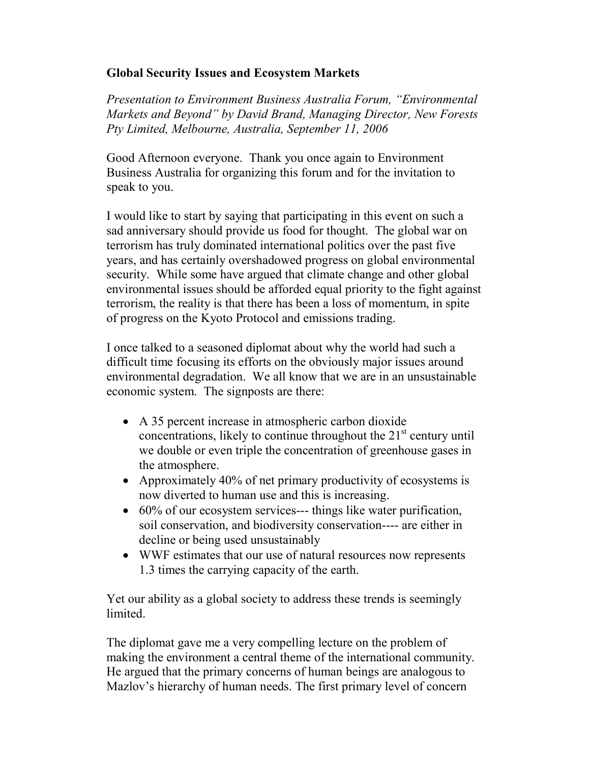# Global Security Issues and Ecosystem Markets

*Presentation to Environment Business Australia Forum, "Environmental Markets and Beyond" by David Brand, Managing Director, New Forests Pty Limited, Melbourne, Australia, September 11, 2006*

Good Afternoon everyone. Thank you once again to Environment Business Australia for organizing this forum and for the invitation to speak to you.

I would like to start by saying that participating in this event on such a sad anniversary should provide us food for thought. The global war on terrorism has truly dominated international politics over the past five years, and has certainly overshadowed progress on global environmental security. While some have argued that climate change and other global environmental issues should be afforded equal priority to the fight against terrorism, the reality is that there has been a loss of momentum, in spite of progress on the Kyoto Protocol and emissions trading.

I once talked to a seasoned diplomat about why the world had such a difficult time focusing its efforts on the obviously major issues around environmental degradation. We all know that we are in an unsustainable economic system. The signposts are there:

- A 35 percent increase in atmospheric carbon dioxide concentrations, likely to continue throughout the 21st century until we double or even triple the concentration of greenhouse gases in the atmosphere.
- Approximately 40% of net primary productivity of ecosystems is now diverted to human use and this is increasing.
- 60% of our ecosystem services--- things like water purification, soil conservation, and biodiversity conservation---- are either in decline or being used unsustainably
- WWF estimates that our use of natural resources now represents 1.3 times the carrying capacity of the earth.

Yet our ability as a global society to address these trends is seemingly limited.

The diplomat gave me a very compelling lecture on the problem of making the environment a central theme of the international community. He argued that the primary concerns of human beings are analogous to Mazlov's hierarchy of human needs. The first primary level of concern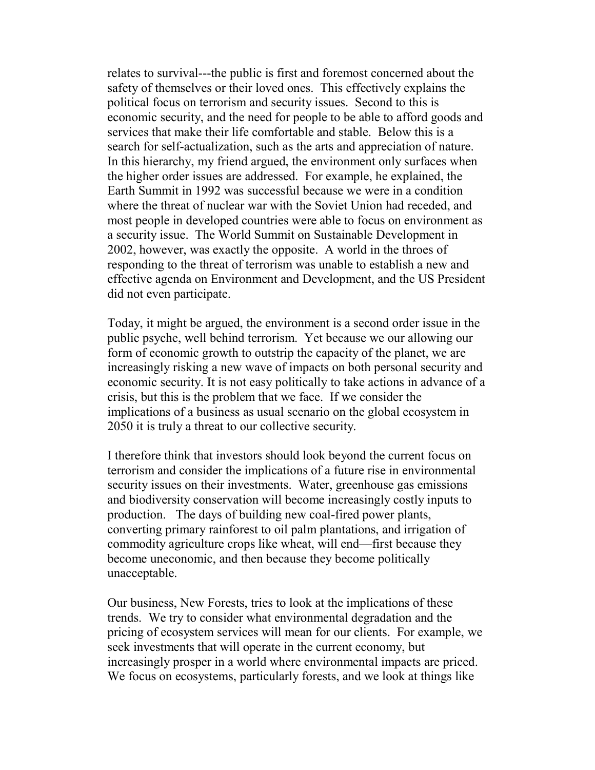relates to survival---the public is first and foremost concerned about the safety of themselves or their loved ones. This effectively explains the political focus on terrorism and security issues. Second to this is economic security, and the need for people to be able to afford goods and services that make their life comfortable and stable. Below this is a search for self-actualization, such as the arts and appreciation of nature. In this hierarchy, my friend argued, the environment only surfaces when the higher order issues are addressed. For example, he explained, the Earth Summit in 1992 was successful because we were in a condition where the threat of nuclear war with the Soviet Union had receded, and most people in developed countries were able to focus on environment as a security issue. The World Summit on Sustainable Development in 2002, however, was exactly the opposite. A world in the throes of responding to the threat of terrorism was unable to establish a new and effective agenda on Environment and Development, and the US President did not even participate.

Today, it might be argued, the environment is a second order issue in the public psyche, well behind terrorism. Yet because we our allowing our form of economic growth to outstrip the capacity of the planet, we are increasingly risking a new wave of impacts on both personal security and economic security. It is not easy politically to take actions in advance of a crisis, but this is the problem that we face. If we consider the implications of a business as usual scenario on the global ecosystem in 2050 it is truly a threat to our collective security.

I therefore think that investors should look beyond the current focus on terrorism and consider the implications of a future rise in environmental security issues on their investments. Water, greenhouse gas emissions and biodiversity conservation will become increasingly costly inputs to production. The days of building new coal-fired power plants, converting primary rainforest to oil palm plantations, and irrigation of commodity agriculture crops like wheat, will end—first because they become uneconomic, and then because they become politically unacceptable.

Our business, New Forests, tries to look at the implications of these trends. We try to consider what environmental degradation and the pricing of ecosystem services will mean for our clients. For example, we seek investments that will operate in the current economy, but increasingly prosper in a world where environmental impacts are priced. We focus on ecosystems, particularly forests, and we look at things like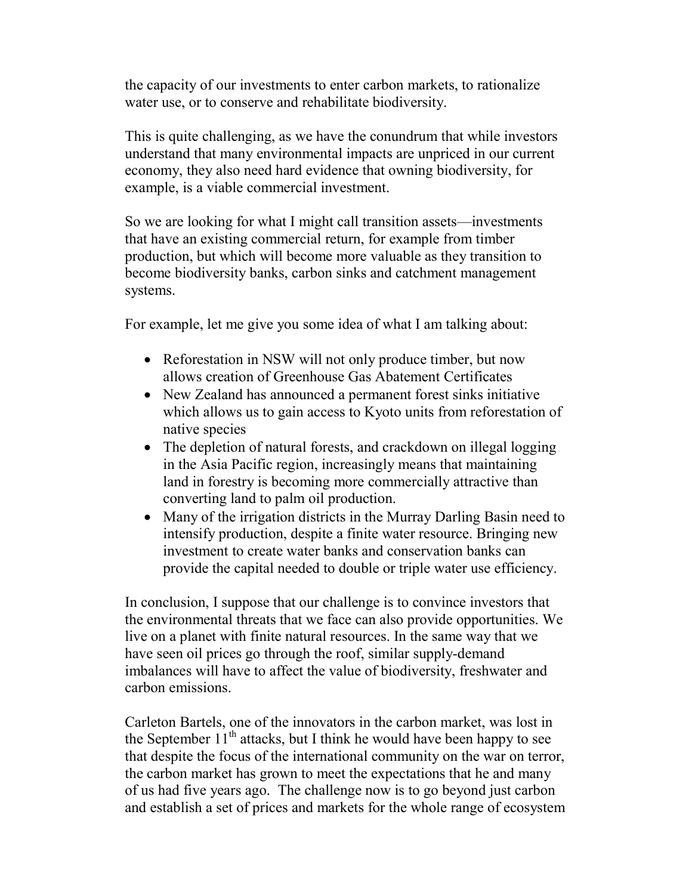the capacity of our investments to enter carbon markets, to rationalize water use, or to conserve and rehabilitate biodiversity.

This is quite challenging, as we have the conundrum that while investors understand that many environmental impacts are unpriced in our current economy, they also need hard evidence that owning biodiversity, for example, is a viable commercial investment.

So we are looking for what I might call transition assets—investments that have an existing commercial return, for example from timber production, but which will become more valuable as they transition to become biodiversity banks, carbon sinks and catchment management systems.

For example, let me give you some idea of what I am talking about:

- Reforestation in NSW will not only produce timber, but now allows creation of Greenhouse Gas Abatement Certificates
- New Zealand has announced a permanent forest sinks initiative which allows us to gain access to Kyoto units from reforestation of native species
- The depletion of natural forests, and crackdown on illegal logging in the Asia Pacific region, increasingly means that maintaining land in forestry is becoming more commercially attractive than converting land to palm oil production.
- Many of the irrigation districts in the Murray Darling Basin need to intensify production, despite a finite water resource. Bringing new investment to create water banks and conservation banks can provide the capital needed to double or triple water use efficiency.

In conclusion, I suppose that our challenge is to convince investors that the environmental threats that we face can also provide opportunities. We live on a planet with finite natural resources. In the same way that we have seen oil prices go through the roof, similar supply-demand imbalances will have to affect the value of biodiversity, freshwater and carbon emissions.

Carleton Bartels, one of the innovators in the carbon market, was lost in the September 11th attacks, but I think he would have been happy to see that despite the focus of the international community on the war on terror, the carbon market has grown to meet the expectations that he and many of us had five years ago. The challenge now is to go beyond just carbon and establish a set of prices and markets for the whole range of ecosystem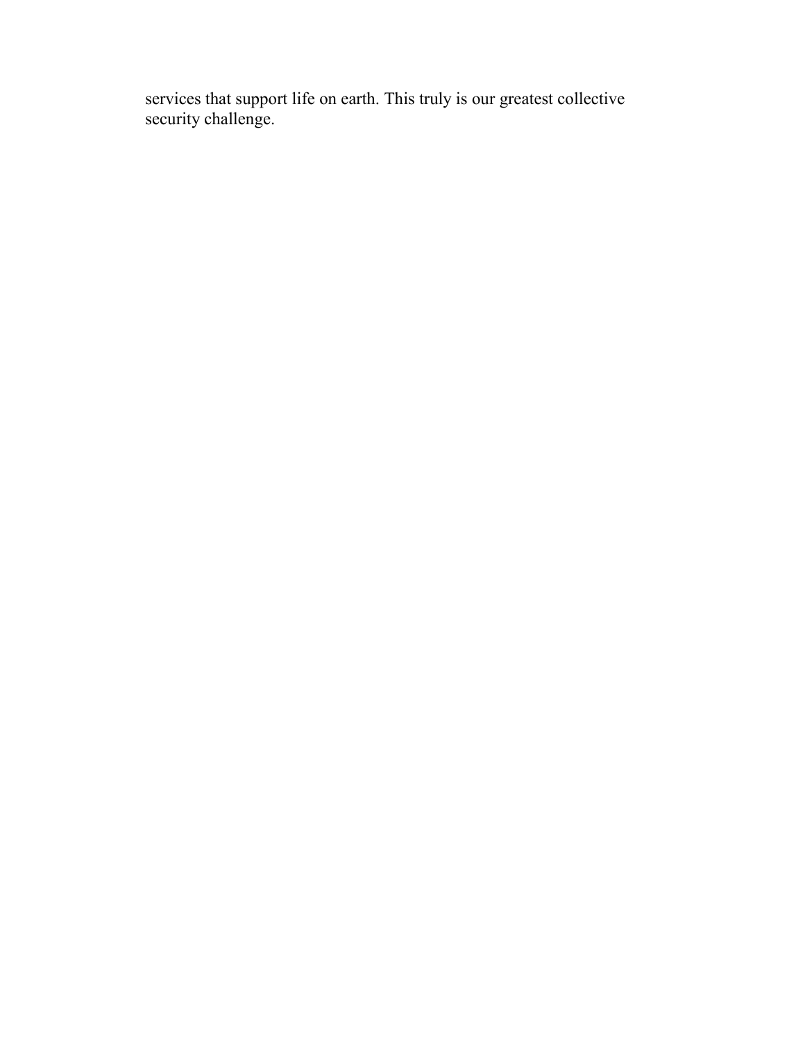services that support life on earth. This truly is our greatest collective security challenge.